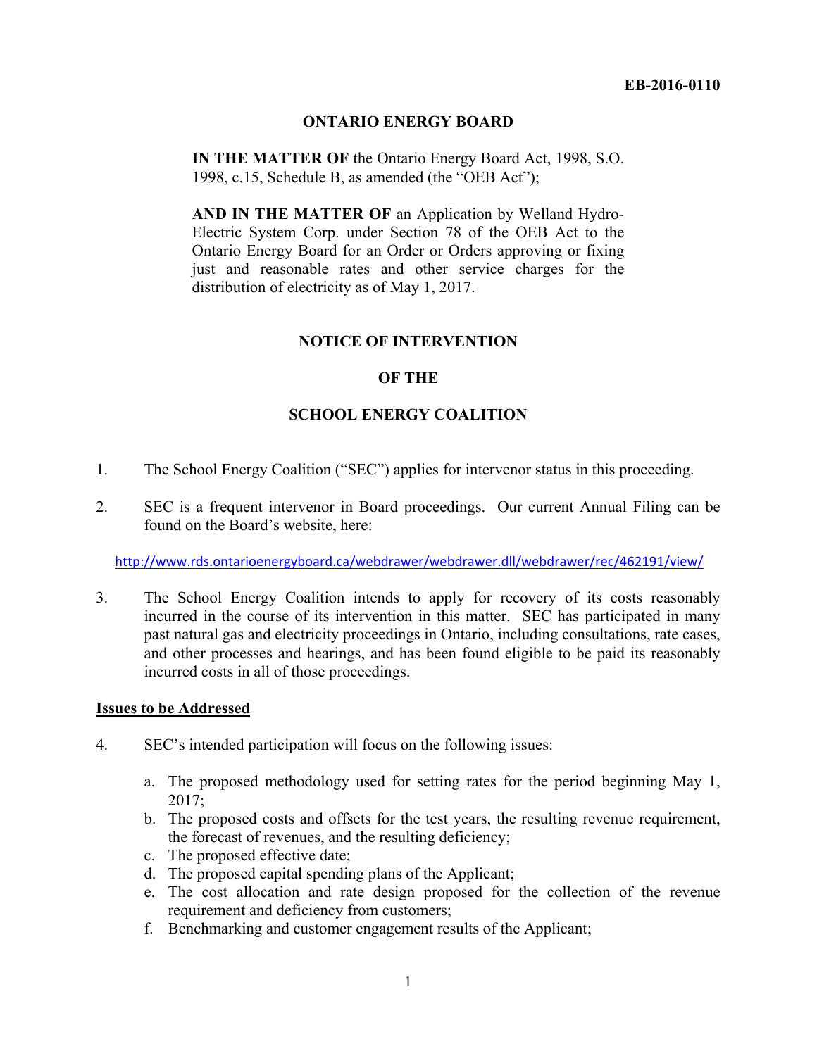**EB-2016-0110**

**ONTARIO ENERGY BOARD**

**IN THE MATTER OF** the Ontario Energy Board Act, 1998, S.O. 1998, c.15, Schedule B, as amended (the "OEB Act");

**AND IN THE MATTER OF** an Application by Welland Hydro-Electric System Corp. under Section 78 of the OEB Act to the Ontario Energy Board for an Order or Orders approving or fixing just and reasonable rates and other service charges for the distribution of electricity as of May 1, 2017.

**NOTICE OF INTERVENTION**

**OF THE**

**SCHOOL ENERGY COALITION**

1. The School Energy Coalition ("SEC") applies for intervenor status in this proceeding.

2. SEC is a frequent intervenor in Board proceedings. Our current Annual Filing can be found on the Board's website, here:

   http://www.rds.ontarioenergyboard.ca/webdrawer/webdrawer.dll/webdrawer/rec/462191/view/

3. The School Energy Coalition intends to apply for recovery of its costs reasonably incurred in the course of its intervention in this matter. SEC has participated in many past natural gas and electricity proceedings in Ontario, including consultations, rate cases, and other processes and hearings, and has been found eligible to be paid its reasonably incurred costs in all of those proceedings.

**Issues to be Addressed**

4. SEC's intended participation will focus on the following issues:

   a. The proposed methodology used for setting rates for the period beginning May 1, 2017;
   b. The proposed costs and offsets for the test years, the resulting revenue requirement, the forecast of revenues, and the resulting deficiency;
   c. The proposed effective date;
   d. The proposed capital spending plans of the Applicant;
   e. The cost allocation and rate design proposed for the collection of the revenue requirement and deficiency from customers;
   f. Benchmarking and customer engagement results of the Applicant;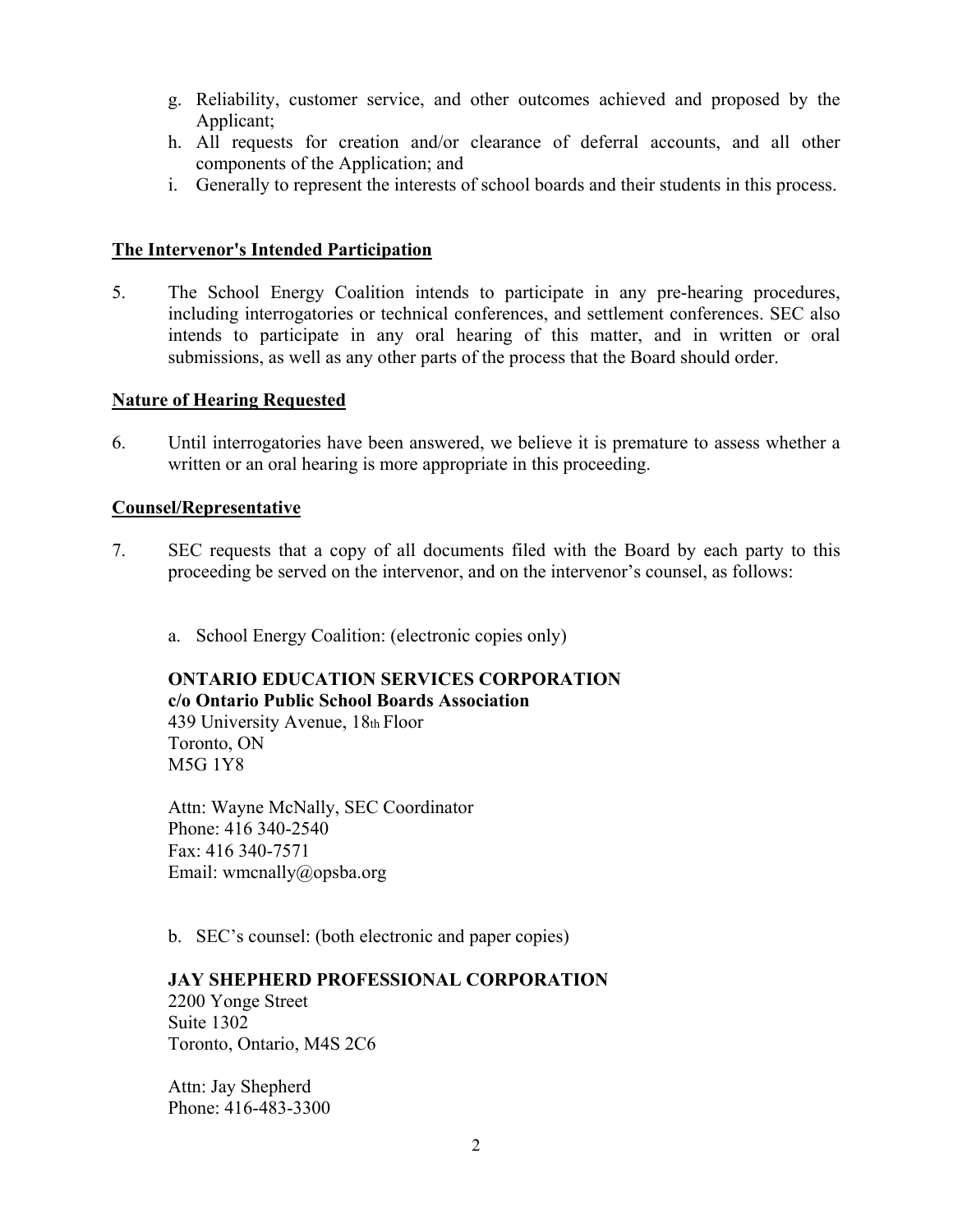g. Reliability, customer service, and other outcomes achieved and proposed by the Applicant;
h. All requests for creation and/or clearance of deferral accounts, and all other components of the Application; and
i. Generally to represent the interests of school boards and their students in this process.

**The Intervenor's Intended Participation**

5. The School Energy Coalition intends to participate in any pre-hearing procedures, including interrogatories or technical conferences, and settlement conferences. SEC also intends to participate in any oral hearing of this matter, and in written or oral submissions, as well as any other parts of the process that the Board should order.

**Nature of Hearing Requested**

6. Until interrogatories have been answered, we believe it is premature to assess whether a written or an oral hearing is more appropriate in this proceeding.

**Counsel/Representative**

7. SEC requests that a copy of all documents filed with the Board by each party to this proceeding be served on the intervenor, and on the intervenor's counsel, as follows:

a. School Energy Coalition: (electronic copies only)

**ONTARIO EDUCATION SERVICES CORPORATION**
**c/o Ontario Public School Boards Association**
439 University Avenue, 18th Floor
Toronto, ON
M5G 1Y8

Attn: Wayne McNally, SEC Coordinator
Phone: 416 340-2540
Fax: 416 340-7571
Email: wmcnally@opsba.org

b. SEC's counsel: (both electronic and paper copies)

**JAY SHEPHERD PROFESSIONAL CORPORATION**
2200 Yonge Street
Suite 1302
Toronto, Ontario, M4S 2C6

Attn: Jay Shepherd
Phone: 416-483-3300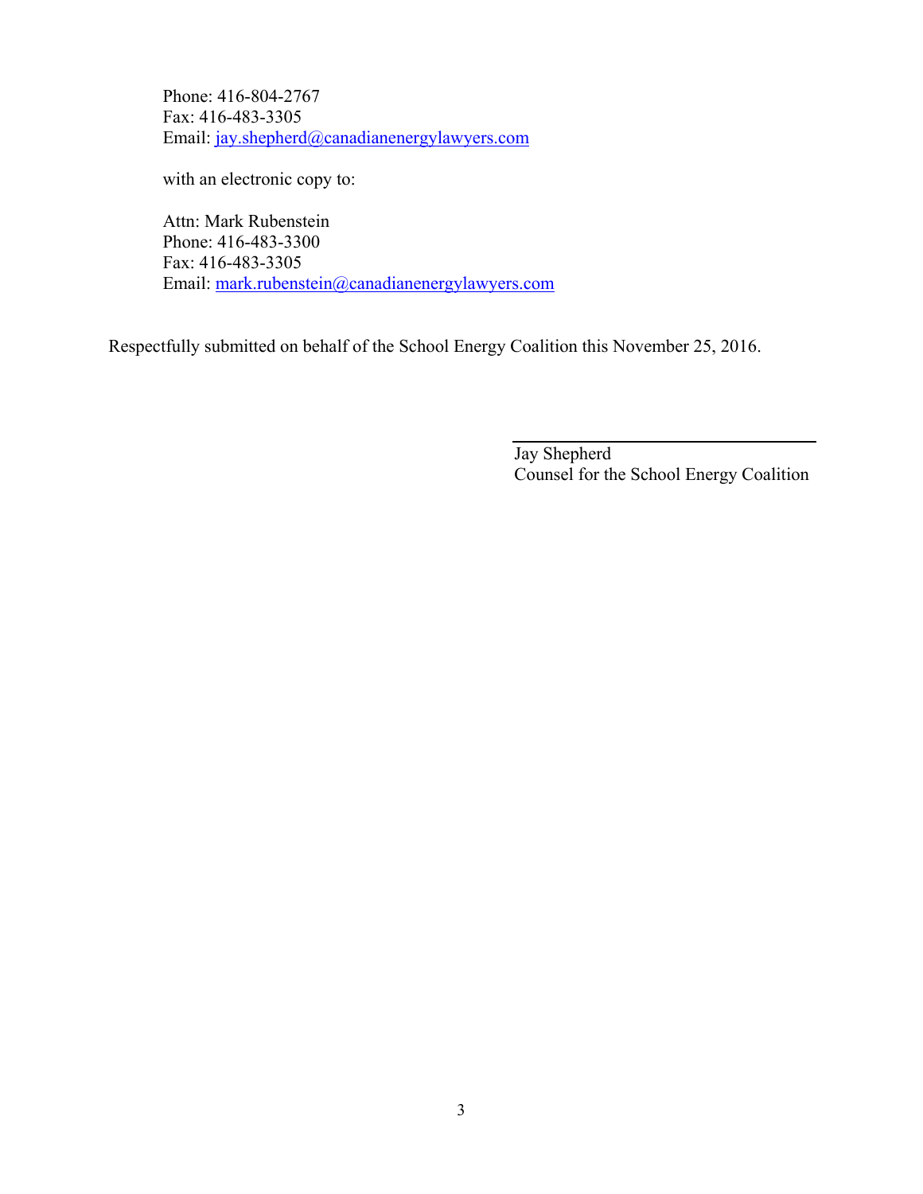Phone: 416-804-2767  
Fax: 416-483-3305  
Email: jay.shepherd@canadianenergylawyers.com

with an electronic copy to:

Attn: Mark Rubenstein  
Phone: 416-483-3300  
Fax: 416-483-3305  
Email: mark.rubenstein@canadianenergylawyers.com

Respectfully submitted on behalf of the School Energy Coalition this November 25, 2016.

Jay Shepherd  
Counsel for the School Energy Coalition